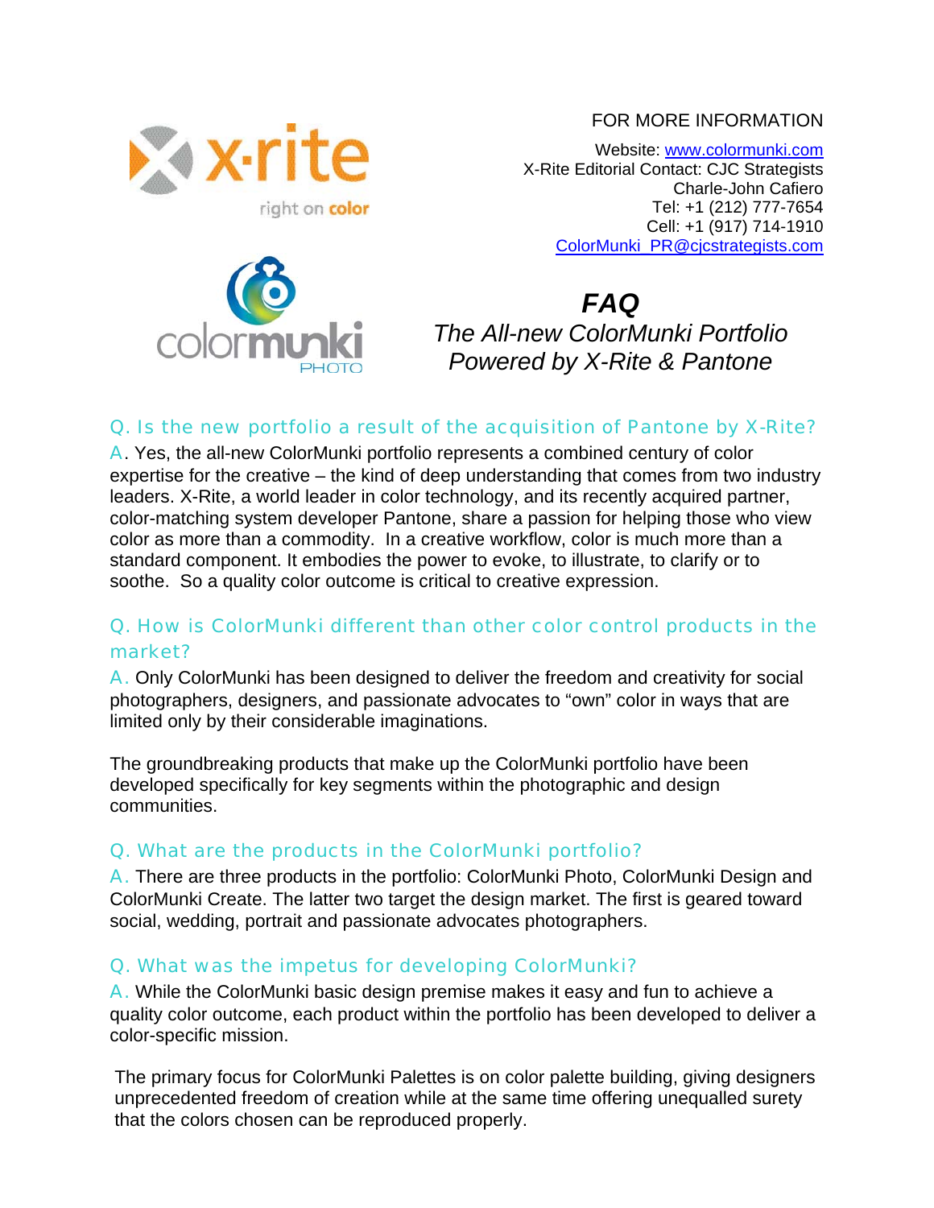x·rite
right on color

colormunki PHOTO

FOR MORE INFORMATION

Website: [www.colormunki.com](http://www.colormunki.com)
X-Rite Editorial Contact: CJC Strategists
Charle-John Cafiero
Tel: +1 (212) 777-7654
Cell: +1 (917) 714-1910
[ColorMunki_PR@cjcstrategists.com](mailto:ColorMunki_PR@cjcstrategists.com)

# *FAQ*

## *The All-new ColorMunki Portfolio Powered by X-Rite & Pantone*

### Q. Is the new portfolio a result of the acquisition of Pantone by X-Rite?

A. Yes, the all-new ColorMunki portfolio represents a combined century of color expertise for the creative – the kind of deep understanding that comes from two industry leaders. X-Rite, a world leader in color technology, and its recently acquired partner, color-matching system developer Pantone, share a passion for helping those who view color as more than a commodity. In a creative workflow, color is much more than a standard component. It embodies the power to evoke, to illustrate, to clarify or to soothe. So a quality color outcome is critical to creative expression.

### Q. How is ColorMunki different than other color control products in the market?

A. Only ColorMunki has been designed to deliver the freedom and creativity for social photographers, designers, and passionate advocates to "own" color in ways that are limited only by their considerable imaginations.

The groundbreaking products that make up the ColorMunki portfolio have been developed specifically for key segments within the photographic and design communities.

### Q. What are the products in the ColorMunki portfolio?

A. There are three products in the portfolio: ColorMunki Photo, ColorMunki Design and ColorMunki Create. The latter two target the design market. The first is geared toward social, wedding, portrait and passionate advocates photographers.

### Q. What was the impetus for developing ColorMunki?

A. While the ColorMunki basic design premise makes it easy and fun to achieve a quality color outcome, each product within the portfolio has been developed to deliver a color-specific mission.

The primary focus for ColorMunki Palettes is on color palette building, giving designers unprecedented freedom of creation while at the same time offering unequalled surety that the colors chosen can be reproduced properly.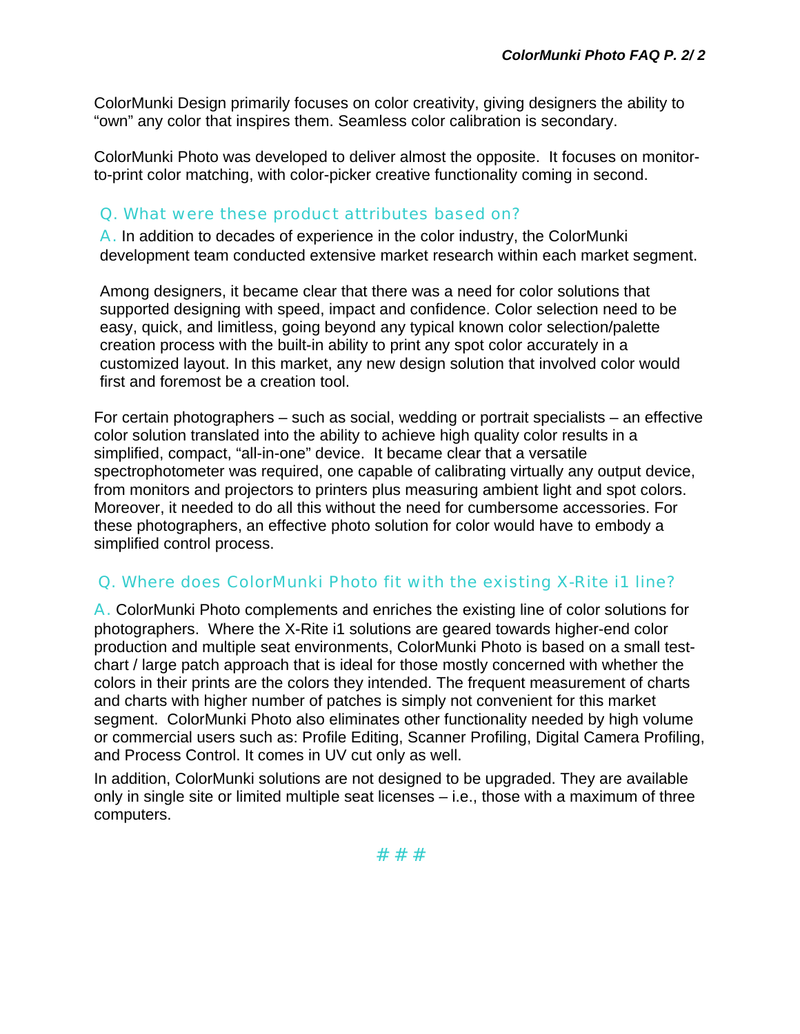ColorMunki Design primarily focuses on color creativity, giving designers the ability to "own" any color that inspires them. Seamless color calibration is secondary.

ColorMunki Photo was developed to deliver almost the opposite. It focuses on monitor-to-print color matching, with color-picker creative functionality coming in second.

## Q. What were these product attributes based on?

A. In addition to decades of experience in the color industry, the ColorMunki development team conducted extensive market research within each market segment.

Among designers, it became clear that there was a need for color solutions that supported designing with speed, impact and confidence. Color selection need to be easy, quick, and limitless, going beyond any typical known color selection/palette creation process with the built-in ability to print any spot color accurately in a customized layout. In this market, any new design solution that involved color would first and foremost be a creation tool.

For certain photographers – such as social, wedding or portrait specialists – an effective color solution translated into the ability to achieve high quality color results in a simplified, compact, "all-in-one" device. It became clear that a versatile spectrophotometer was required, one capable of calibrating virtually any output device, from monitors and projectors to printers plus measuring ambient light and spot colors. Moreover, it needed to do all this without the need for cumbersome accessories. For these photographers, an effective photo solution for color would have to embody a simplified control process.

## Q. Where does ColorMunki Photo fit with the existing X-Rite i1 line?

A. ColorMunki Photo complements and enriches the existing line of color solutions for photographers. Where the X-Rite i1 solutions are geared towards higher-end color production and multiple seat environments, ColorMunki Photo is based on a small test-chart / large patch approach that is ideal for those mostly concerned with whether the colors in their prints are the colors they intended. The frequent measurement of charts and charts with higher number of patches is simply not convenient for this market segment. ColorMunki Photo also eliminates other functionality needed by high volume or commercial users such as: Profile Editing, Scanner Profiling, Digital Camera Profiling, and Process Control. It comes in UV cut only as well.

In addition, ColorMunki solutions are not designed to be upgraded. They are available only in single site or limited multiple seat licenses – i.e., those with a maximum of three computers.

# # #